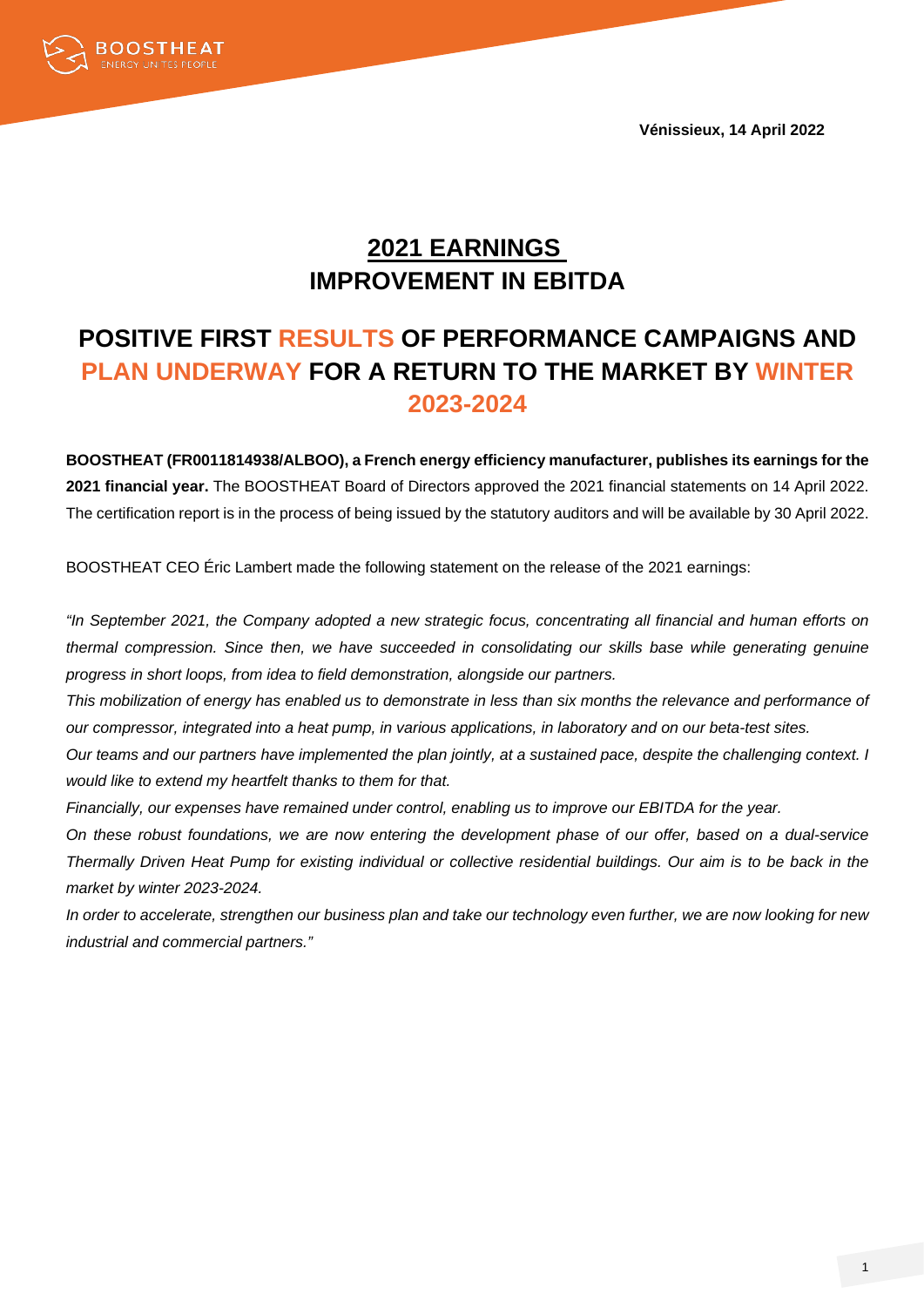Vénissieux, 14 April 2022

# 2021 EARNINGS
# IMPROVEMENT IN EBITDA

## POSITIVE FIRST RESULTS OF PERFORMANCE CAMPAIGNS AND PLAN UNDERWAY FOR A RETURN TO THE MARKET BY WINTER 2023-2024

**BOOSTHEAT (FR0011814938/ALBOO), a French energy efficiency manufacturer, publishes its earnings for the 2021 financial year.** The BOOSTHEAT Board of Directors approved the 2021 financial statements on 14 April 2022. The certification report is in the process of being issued by the statutory auditors and will be available by 30 April 2022.

BOOSTHEAT CEO Éric Lambert made the following statement on the release of the 2021 earnings:

*"In September 2021, the Company adopted a new strategic focus, concentrating all financial and human efforts on thermal compression. Since then, we have succeeded in consolidating our skills base while generating genuine progress in short loops, from idea to field demonstration, alongside our partners.*
*This mobilization of energy has enabled us to demonstrate in less than six months the relevance and performance of our compressor, integrated into a heat pump, in various applications, in laboratory and on our beta-test sites.*
*Our teams and our partners have implemented the plan jointly, at a sustained pace, despite the challenging context. I would like to extend my heartfelt thanks to them for that.*
*Financially, our expenses have remained under control, enabling us to improve our EBITDA for the year.*
*On these robust foundations, we are now entering the development phase of our offer, based on a dual-service Thermally Driven Heat Pump for existing individual or collective residential buildings. Our aim is to be back in the market by winter 2023-2024.*
*In order to accelerate, strengthen our business plan and take our technology even further, we are now looking for new industrial and commercial partners."*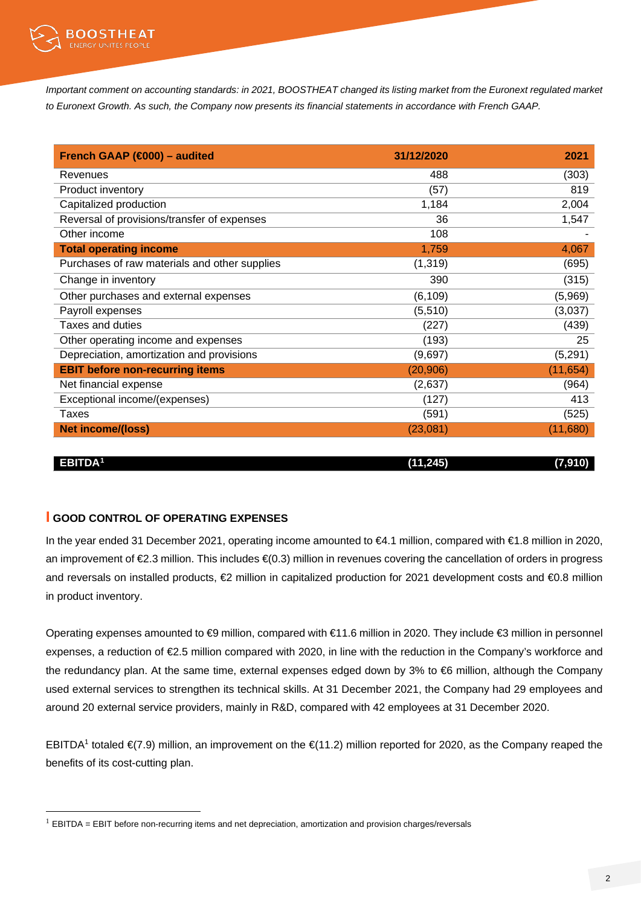*Important comment on accounting standards: in 2021, BOOSTHEAT changed its listing market from the Euronext regulated market to Euronext Growth. As such, the Company now presents its financial statements in accordance with French GAAP.*

| French GAAP (€000) – audited | 31/12/2020 | 2021 |
|---|---|---|
| Revenues | 488 | (303) |
| Product inventory | (57) | 819 |
| Capitalized production | 1,184 | 2,004 |
| Reversal of provisions/transfer of expenses | 36 | 1,547 |
| Other income | 108 | - |
| **Total operating income** | **1,759** | **4,067** |
| Purchases of raw materials and other supplies | (1,319) | (695) |
| Change in inventory | 390 | (315) |
| Other purchases and external expenses | (6,109) | (5,969) |
| Payroll expenses | (5,510) | (3,037) |
| Taxes and duties | (227) | (439) |
| Other operating income and expenses | (193) | 25 |
| Depreciation, amortization and provisions | (9,697) | (5,291) |
| **EBIT before non-recurring items** | **(20,906)** | **(11,654)** |
| Net financial expense | (2,637) | (964) |
| Exceptional income/(expenses) | (127) | 413 |
| Taxes | (591) | (525) |
| **Net income/(loss)** | **(23,081)** | **(11,680)** |
| | | |
| **EBITDA[1]** | **(11,245)** | **(7,910)** |

## GOOD CONTROL OF OPERATING EXPENSES

In the year ended 31 December 2021, operating income amounted to €4.1 million, compared with €1.8 million in 2020, an improvement of €2.3 million. This includes €(0.3) million in revenues covering the cancellation of orders in progress and reversals on installed products, €2 million in capitalized production for 2021 development costs and €0.8 million in product inventory.

Operating expenses amounted to €9 million, compared with €11.6 million in 2020. They include €3 million in personnel expenses, a reduction of €2.5 million compared with 2020, in line with the reduction in the Company's workforce and the redundancy plan. At the same time, external expenses edged down by 3% to €6 million, although the Company used external services to strengthen its technical skills. At 31 December 2021, the Company had 29 employees and around 20 external service providers, mainly in R&D, compared with 42 employees at 31 December 2020.

EBITDA[1] totaled €(7.9) million, an improvement on the €(11.2) million reported for 2020, as the Company reaped the benefits of its cost-cutting plan.

[1] EBITDA = EBIT before non-recurring items and net depreciation, amortization and provision charges/reversals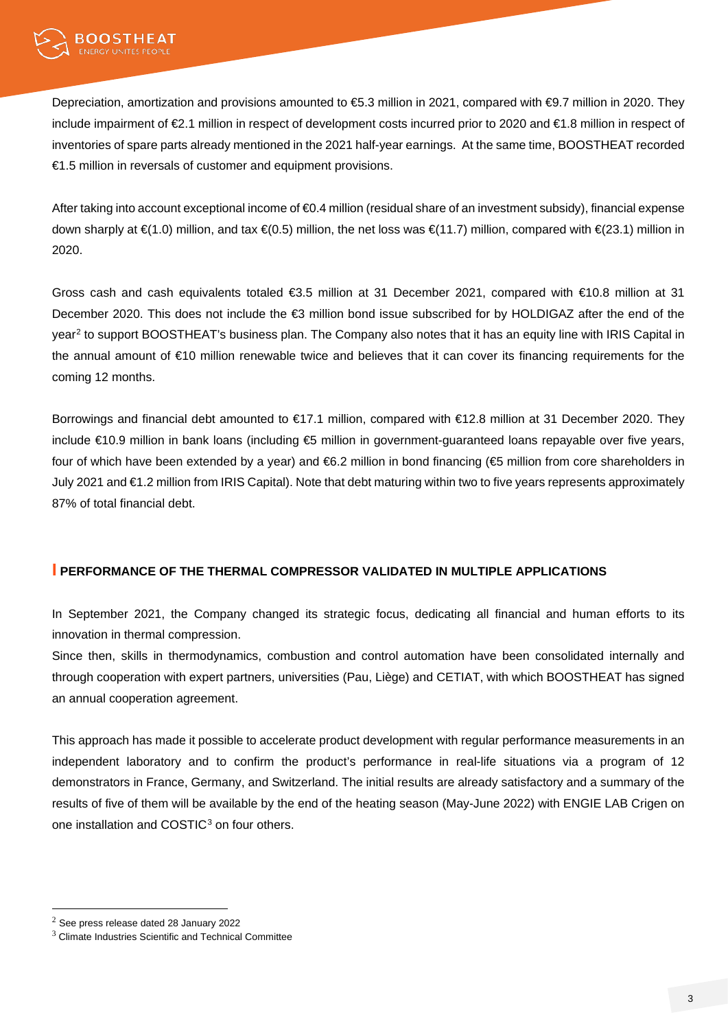Depreciation, amortization and provisions amounted to €5.3 million in 2021, compared with €9.7 million in 2020. They include impairment of €2.1 million in respect of development costs incurred prior to 2020 and €1.8 million in respect of inventories of spare parts already mentioned in the 2021 half-year earnings. At the same time, BOOSTHEAT recorded €1.5 million in reversals of customer and equipment provisions.

After taking into account exceptional income of €0.4 million (residual share of an investment subsidy), financial expense down sharply at €(1.0) million, and tax €(0.5) million, the net loss was €(11.7) million, compared with €(23.1) million in 2020.

Gross cash and cash equivalents totaled €3.5 million at 31 December 2021, compared with €10.8 million at 31 December 2020. This does not include the €3 million bond issue subscribed for by HOLDIGAZ after the end of the year[2] to support BOOSTHEAT's business plan. The Company also notes that it has an equity line with IRIS Capital in the annual amount of €10 million renewable twice and believes that it can cover its financing requirements for the coming 12 months.

Borrowings and financial debt amounted to €17.1 million, compared with €12.8 million at 31 December 2020. They include €10.9 million in bank loans (including €5 million in government-guaranteed loans repayable over five years, four of which have been extended by a year) and €6.2 million in bond financing (€5 million from core shareholders in July 2021 and €1.2 million from IRIS Capital). Note that debt maturing within two to five years represents approximately 87% of total financial debt.

## PERFORMANCE OF THE THERMAL COMPRESSOR VALIDATED IN MULTIPLE APPLICATIONS

In September 2021, the Company changed its strategic focus, dedicating all financial and human efforts to its innovation in thermal compression.

Since then, skills in thermodynamics, combustion and control automation have been consolidated internally and through cooperation with expert partners, universities (Pau, Liège) and CETIAT, with which BOOSTHEAT has signed an annual cooperation agreement.

This approach has made it possible to accelerate product development with regular performance measurements in an independent laboratory and to confirm the product's performance in real-life situations via a program of 12 demonstrators in France, Germany, and Switzerland. The initial results are already satisfactory and a summary of the results of five of them will be available by the end of the heating season (May-June 2022) with ENGIE LAB Crigen on one installation and COSTIC[3] on four others.

[2] See press release dated 28 January 2022

[3] Climate Industries Scientific and Technical Committee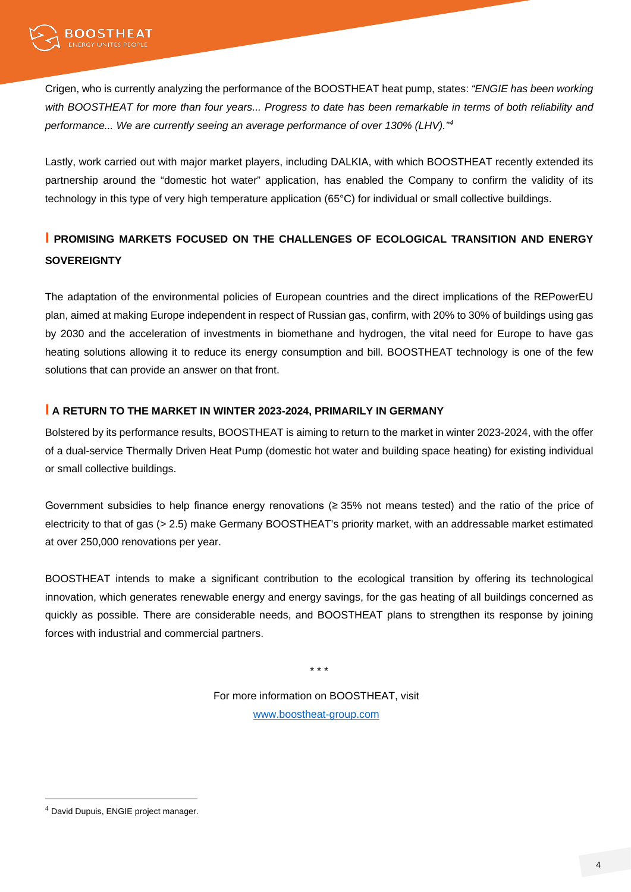Crigen, who is currently analyzing the performance of the BOOSTHEAT heat pump, states: *"ENGIE has been working with BOOSTHEAT for more than four years... Progress to date has been remarkable in terms of both reliability and performance... We are currently seeing an average performance of over 130% (LHV)."*[4]

Lastly, work carried out with major market players, including DALKIA, with which BOOSTHEAT recently extended its partnership around the "domestic hot water" application, has enabled the Company to confirm the validity of its technology in this type of very high temperature application (65°C) for individual or small collective buildings.

## PROMISING MARKETS FOCUSED ON THE CHALLENGES OF ECOLOGICAL TRANSITION AND ENERGY SOVEREIGNTY

The adaptation of the environmental policies of European countries and the direct implications of the REPowerEU plan, aimed at making Europe independent in respect of Russian gas, confirm, with 20% to 30% of buildings using gas by 2030 and the acceleration of investments in biomethane and hydrogen, the vital need for Europe to have gas heating solutions allowing it to reduce its energy consumption and bill. BOOSTHEAT technology is one of the few solutions that can provide an answer on that front.

## A RETURN TO THE MARKET IN WINTER 2023-2024, PRIMARILY IN GERMANY

Bolstered by its performance results, BOOSTHEAT is aiming to return to the market in winter 2023-2024, with the offer of a dual-service Thermally Driven Heat Pump (domestic hot water and building space heating) for existing individual or small collective buildings.

Government subsidies to help finance energy renovations (≥ 35% not means tested) and the ratio of the price of electricity to that of gas (> 2.5) make Germany BOOSTHEAT's priority market, with an addressable market estimated at over 250,000 renovations per year.

BOOSTHEAT intends to make a significant contribution to the ecological transition by offering its technological innovation, which generates renewable energy and energy savings, for the gas heating of all buildings concerned as quickly as possible. There are considerable needs, and BOOSTHEAT plans to strengthen its response by joining forces with industrial and commercial partners.

\* \* \*

For more information on BOOSTHEAT, visit
[www.boostheat-group.com](http://www.boostheat-group.com)

---

[4] David Dupuis, ENGIE project manager.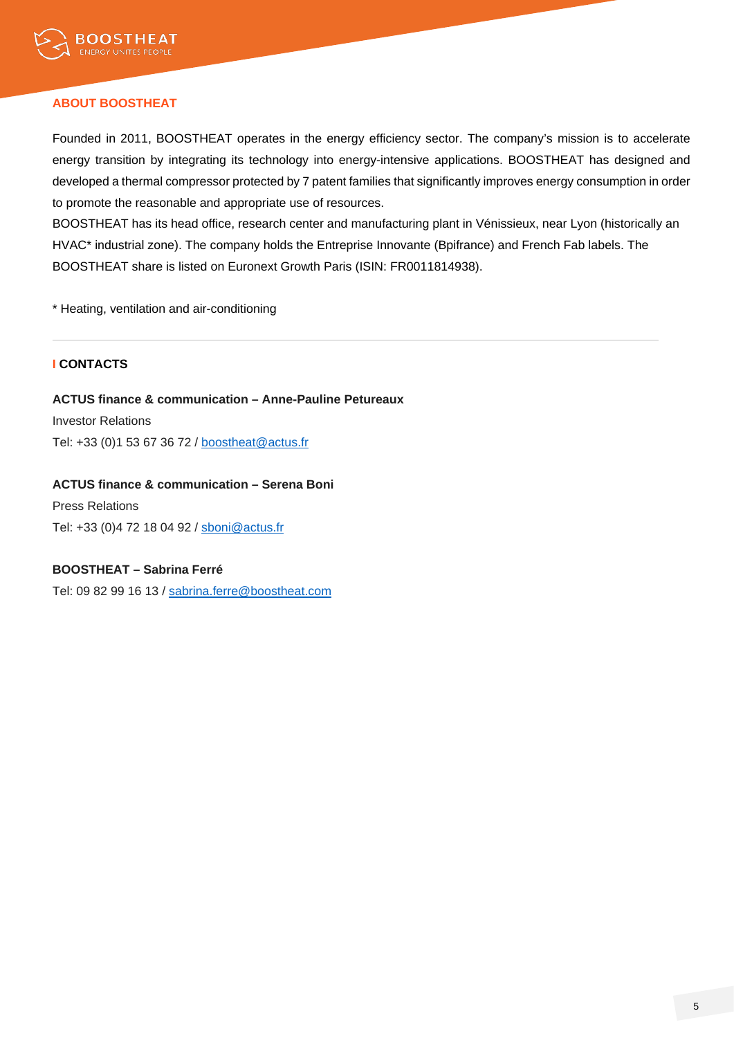## ABOUT BOOSTHEAT

Founded in 2011, BOOSTHEAT operates in the energy efficiency sector. The company's mission is to accelerate energy transition by integrating its technology into energy-intensive applications. BOOSTHEAT has designed and developed a thermal compressor protected by 7 patent families that significantly improves energy consumption in order to promote the reasonable and appropriate use of resources.
BOOSTHEAT has its head office, research center and manufacturing plant in Vénissieux, near Lyon (historically an HVAC* industrial zone). The company holds the Entreprise Innovante (Bpifrance) and French Fab labels. The BOOSTHEAT share is listed on Euronext Growth Paris (ISIN: FR0011814938).

* Heating, ventilation and air-conditioning

---

## I CONTACTS

**ACTUS finance & communication – Anne-Pauline Petureaux**
Investor Relations
Tel: +33 (0)1 53 67 36 72 / boostheat@actus.fr

**ACTUS finance & communication – Serena Boni**
Press Relations
Tel: +33 (0)4 72 18 04 92 / sboni@actus.fr

**BOOSTHEAT – Sabrina Ferré**
Tel: 09 82 99 16 13 / sabrina.ferre@boostheat.com